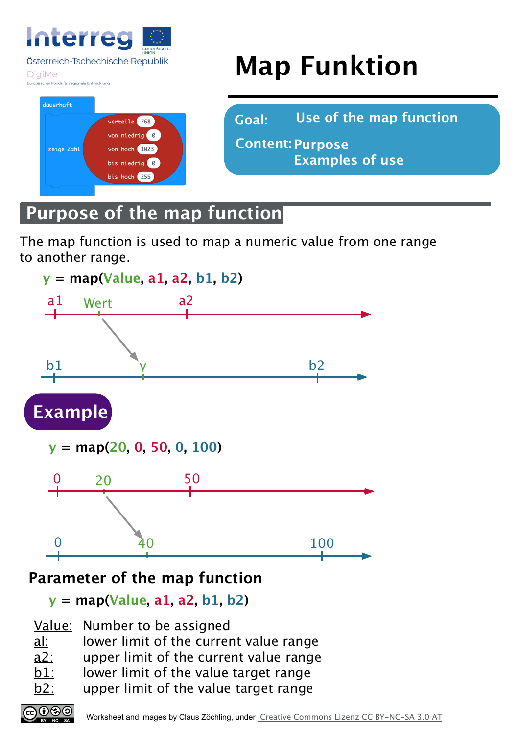Interreg
Österreich-Tschechische Republik
DigiMe
Europäischer Fonds für regionale Entwicklung

EUROPÄISCHE UNION

# Map Funktion

```
dauerhaft
  zeige Zahl  verteile 768
              von niedrig 0
              von hoch 1023
              bis niedrig 0
              bis hoch 255
```

**Goal:** Use of the map function

**Content:** Purpose
Examples of use

## Purpose of the map function

The map function is used to map a numeric value from one range to another range.

**y = map(Value, a1, a2, b1, b2)**

a1 Wert a2

b1 y b2

## Example

**y = map(20, 0, 50, 0, 100)**

0 20 50

0 40 100

### Parameter of the map function

**y = map(Value, a1, a2, b1, b2)**

<u>Value:</u> Number to be assigned
<u>al:</u> lower limit of the current value range
<u>a2:</u> upper limit of the current value range
<u>b1:</u> lower limit of the value target range
<u>b2:</u> upper limit of the value target range

Worksheet and images by Claus Zöchling, under Creative Commons Lizenz CC BY-NC-SA 3.0 AT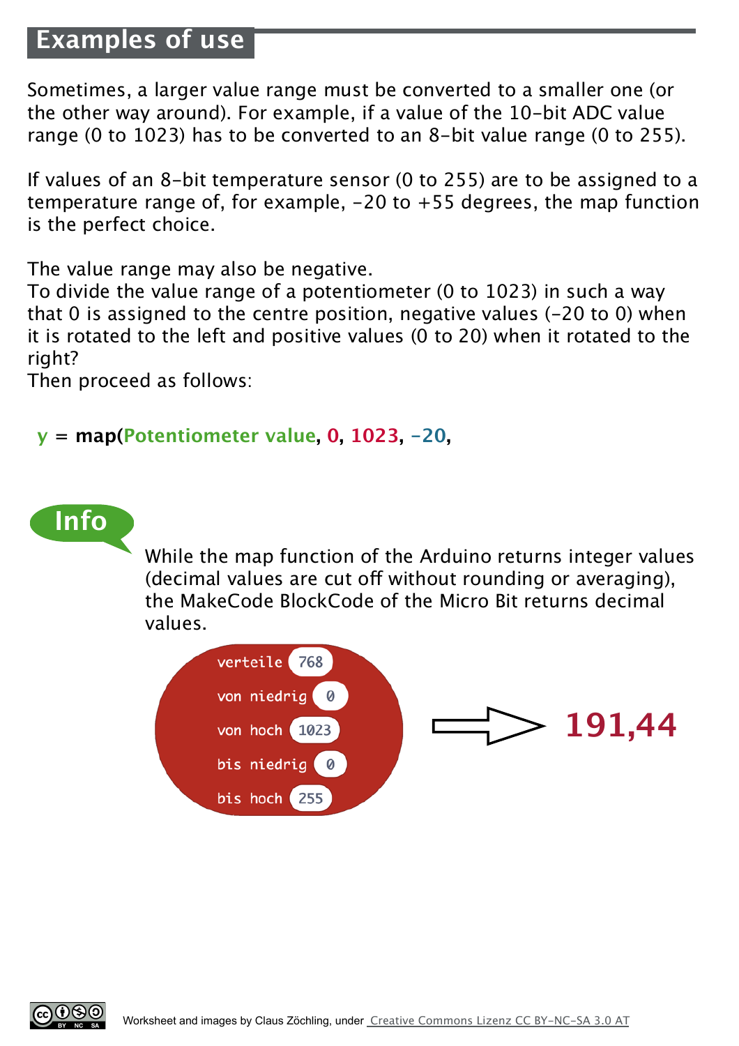## Examples of use

Sometimes, a larger value range must be converted to a smaller one (or the other way around). For example, if a value of the 10-bit ADC value range (0 to 1023) has to be converted to an 8-bit value range (0 to 255).

If values of an 8-bit temperature sensor (0 to 255) are to be assigned to a temperature range of, for example, -20 to +55 degrees, the map function is the perfect choice.

The value range may also be negative.
To divide the value range of a potentiometer (0 to 1023) in such a way that 0 is assigned to the centre position, negative values (-20 to 0) when it is rotated to the left and positive values (0 to 20) when it rotated to the right?
Then proceed as follows:

```
y = map(Potentiometer value, 0, 1023, -20,
```

**Info**

While the map function of the Arduino returns integer values (decimal values are cut off without rounding or averaging), the MakeCode BlockCode of the Micro Bit returns decimal values.

verteile 768
von niedrig 0
von hoch 1023
bis niedrig 0
bis hoch 255

⇒ **191,44**

Worksheet and images by Claus Zöchling, under Creative Commons Lizenz CC BY-NC-SA 3.0 AT